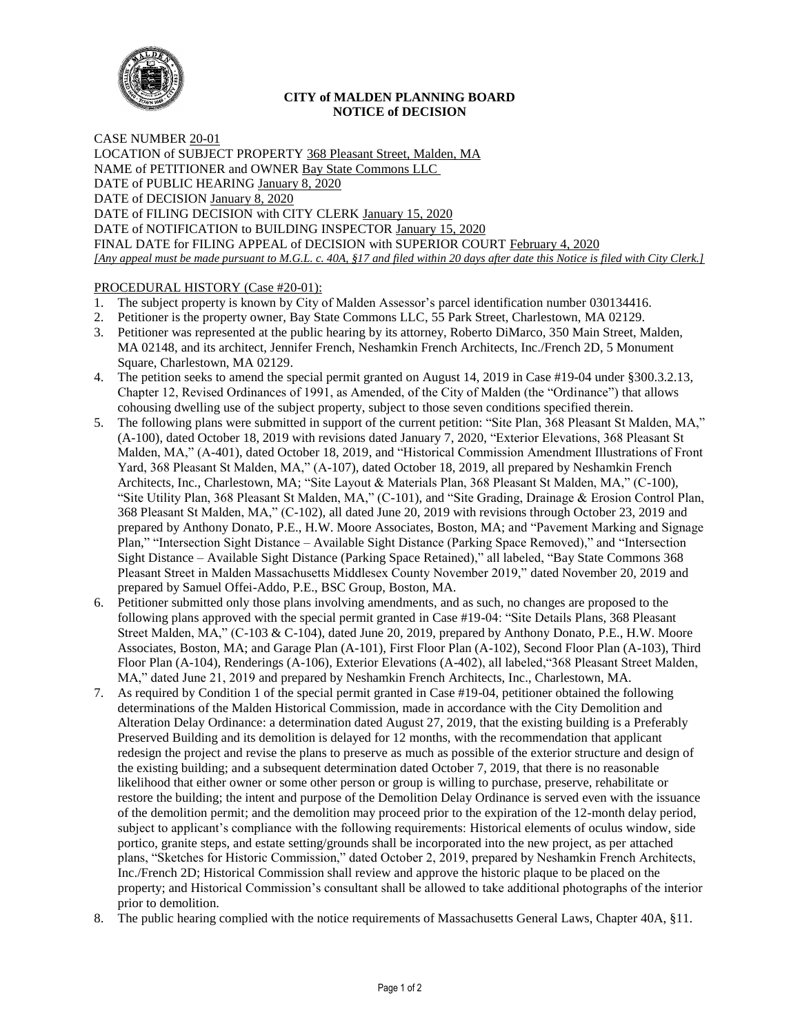**CITY of MALDEN PLANNING BOARD**
**NOTICE of DECISION**

CASE NUMBER 20-01
LOCATION of SUBJECT PROPERTY 368 Pleasant Street, Malden, MA
NAME of PETITIONER and OWNER Bay State Commons LLC
DATE of PUBLIC HEARING January 8, 2020
DATE of DECISION January 8, 2020
DATE of FILING DECISION with CITY CLERK January 15, 2020
DATE of NOTIFICATION to BUILDING INSPECTOR January 15, 2020
FINAL DATE for FILING APPEAL of DECISION with SUPERIOR COURT February 4, 2020
*[Any appeal must be made pursuant to M.G.L. c. 40A, §17 and filed within 20 days after date this Notice is filed with City Clerk.]*

PROCEDURAL HISTORY (Case #20-01):

1. The subject property is known by City of Malden Assessor's parcel identification number 030134416.
2. Petitioner is the property owner, Bay State Commons LLC, 55 Park Street, Charlestown, MA 02129.
3. Petitioner was represented at the public hearing by its attorney, Roberto DiMarco, 350 Main Street, Malden, MA 02148, and its architect, Jennifer French, Neshamkin French Architects, Inc./French 2D, 5 Monument Square, Charlestown, MA 02129.
4. The petition seeks to amend the special permit granted on August 14, 2019 in Case #19-04 under §300.3.2.13, Chapter 12, Revised Ordinances of 1991, as Amended, of the City of Malden (the "Ordinance") that allows cohousing dwelling use of the subject property, subject to those seven conditions specified therein.
5. The following plans were submitted in support of the current petition: "Site Plan, 368 Pleasant St Malden, MA," (A-100), dated October 18, 2019 with revisions dated January 7, 2020, "Exterior Elevations, 368 Pleasant St Malden, MA," (A-401), dated October 18, 2019, and "Historical Commission Amendment Illustrations of Front Yard, 368 Pleasant St Malden, MA," (A-107), dated October 18, 2019, all prepared by Neshamkin French Architects, Inc., Charlestown, MA; "Site Layout & Materials Plan, 368 Pleasant St Malden, MA," (C-100), "Site Utility Plan, 368 Pleasant St Malden, MA," (C-101), and "Site Grading, Drainage & Erosion Control Plan, 368 Pleasant St Malden, MA," (C-102), all dated June 20, 2019 with revisions through October 23, 2019 and prepared by Anthony Donato, P.E., H.W. Moore Associates, Boston, MA; and "Pavement Marking and Signage Plan," "Intersection Sight Distance – Available Sight Distance (Parking Space Removed)," and "Intersection Sight Distance – Available Sight Distance (Parking Space Retained)," all labeled, "Bay State Commons 368 Pleasant Street in Malden Massachusetts Middlesex County November 2019," dated November 20, 2019 and prepared by Samuel Offei-Addo, P.E., BSC Group, Boston, MA.
6. Petitioner submitted only those plans involving amendments, and as such, no changes are proposed to the following plans approved with the special permit granted in Case #19-04: "Site Details Plans, 368 Pleasant Street Malden, MA," (C-103 & C-104), dated June 20, 2019, prepared by Anthony Donato, P.E., H.W. Moore Associates, Boston, MA; and Garage Plan (A-101), First Floor Plan (A-102), Second Floor Plan (A-103), Third Floor Plan (A-104), Renderings (A-106), Exterior Elevations (A-402), all labeled,"368 Pleasant Street Malden, MA," dated June 21, 2019 and prepared by Neshamkin French Architects, Inc., Charlestown, MA.
7. As required by Condition 1 of the special permit granted in Case #19-04, petitioner obtained the following determinations of the Malden Historical Commission, made in accordance with the City Demolition and Alteration Delay Ordinance: a determination dated August 27, 2019, that the existing building is a Preferably Preserved Building and its demolition is delayed for 12 months, with the recommendation that applicant redesign the project and revise the plans to preserve as much as possible of the exterior structure and design of the existing building; and a subsequent determination dated October 7, 2019, that there is no reasonable likelihood that either owner or some other person or group is willing to purchase, preserve, rehabilitate or restore the building; the intent and purpose of the Demolition Delay Ordinance is served even with the issuance of the demolition permit; and the demolition may proceed prior to the expiration of the 12-month delay period, subject to applicant's compliance with the following requirements: Historical elements of oculus window, side portico, granite steps, and estate setting/grounds shall be incorporated into the new project, as per attached plans, "Sketches for Historic Commission," dated October 2, 2019, prepared by Neshamkin French Architects, Inc./French 2D; Historical Commission shall review and approve the historic plaque to be placed on the property; and Historical Commission's consultant shall be allowed to take additional photographs of the interior prior to demolition.
8. The public hearing complied with the notice requirements of Massachusetts General Laws, Chapter 40A, §11.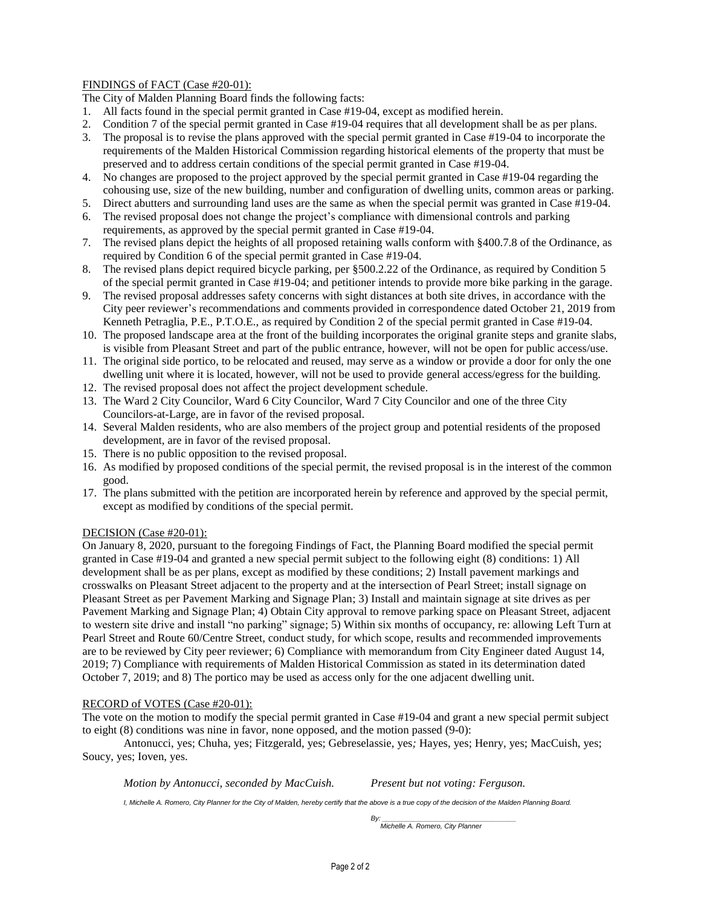FINDINGS of FACT (Case #20-01):

The City of Malden Planning Board finds the following facts:

1. All facts found in the special permit granted in Case #19-04, except as modified herein.
2. Condition 7 of the special permit granted in Case #19-04 requires that all development shall be as per plans.
3. The proposal is to revise the plans approved with the special permit granted in Case #19-04 to incorporate the requirements of the Malden Historical Commission regarding historical elements of the property that must be preserved and to address certain conditions of the special permit granted in Case #19-04.
4. No changes are proposed to the project approved by the special permit granted in Case #19-04 regarding the cohousing use, size of the new building, number and configuration of dwelling units, common areas or parking.
5. Direct abutters and surrounding land uses are the same as when the special permit was granted in Case #19-04.
6. The revised proposal does not change the project's compliance with dimensional controls and parking requirements, as approved by the special permit granted in Case #19-04.
7. The revised plans depict the heights of all proposed retaining walls conform with §400.7.8 of the Ordinance, as required by Condition 6 of the special permit granted in Case #19-04.
8. The revised plans depict required bicycle parking, per §500.2.22 of the Ordinance, as required by Condition 5 of the special permit granted in Case #19-04; and petitioner intends to provide more bike parking in the garage.
9. The revised proposal addresses safety concerns with sight distances at both site drives, in accordance with the City peer reviewer's recommendations and comments provided in correspondence dated October 21, 2019 from Kenneth Petraglia, P.E., P.T.O.E., as required by Condition 2 of the special permit granted in Case #19-04.
10. The proposed landscape area at the front of the building incorporates the original granite steps and granite slabs, is visible from Pleasant Street and part of the public entrance, however, will not be open for public access/use.
11. The original side portico, to be relocated and reused, may serve as a window or provide a door for only the one dwelling unit where it is located, however, will not be used to provide general access/egress for the building.
12. The revised proposal does not affect the project development schedule.
13. The Ward 2 City Councilor, Ward 6 City Councilor, Ward 7 City Councilor and one of the three City Councilors-at-Large, are in favor of the revised proposal.
14. Several Malden residents, who are also members of the project group and potential residents of the proposed development, are in favor of the revised proposal.
15. There is no public opposition to the revised proposal.
16. As modified by proposed conditions of the special permit, the revised proposal is in the interest of the common good.
17. The plans submitted with the petition are incorporated herein by reference and approved by the special permit, except as modified by conditions of the special permit.

DECISION (Case #20-01):

On January 8, 2020, pursuant to the foregoing Findings of Fact, the Planning Board modified the special permit granted in Case #19-04 and granted a new special permit subject to the following eight (8) conditions: 1) All development shall be as per plans, except as modified by these conditions; 2) Install pavement markings and crosswalks on Pleasant Street adjacent to the property and at the intersection of Pearl Street; install signage on Pleasant Street as per Pavement Marking and Signage Plan; 3) Install and maintain signage at site drives as per Pavement Marking and Signage Plan; 4) Obtain City approval to remove parking space on Pleasant Street, adjacent to western site drive and install "no parking" signage; 5) Within six months of occupancy, re: allowing Left Turn at Pearl Street and Route 60/Centre Street, conduct study, for which scope, results and recommended improvements are to be reviewed by City peer reviewer; 6) Compliance with memorandum from City Engineer dated August 14, 2019; 7) Compliance with requirements of Malden Historical Commission as stated in its determination dated October 7, 2019; and 8) The portico may be used as access only for the one adjacent dwelling unit.

RECORD of VOTES (Case #20-01):

The vote on the motion to modify the special permit granted in Case #19-04 and grant a new special permit subject to eight (8) conditions was nine in favor, none opposed, and the motion passed (9-0):

Antonucci, yes; Chuha, yes; Fitzgerald, yes; Gebreselassie, yes; Hayes, yes; Henry, yes; MacCuish, yes; Soucy, yes; Ioven, yes.

*Motion by Antonucci, seconded by MacCuish.* *Present but not voting: Ferguson.*

*I, Michelle A. Romero, City Planner for the City of Malden, hereby certify that the above is a true copy of the decision of the Malden Planning Board.*

*By: ___________________________*
*Michelle A. Romero, City Planner*